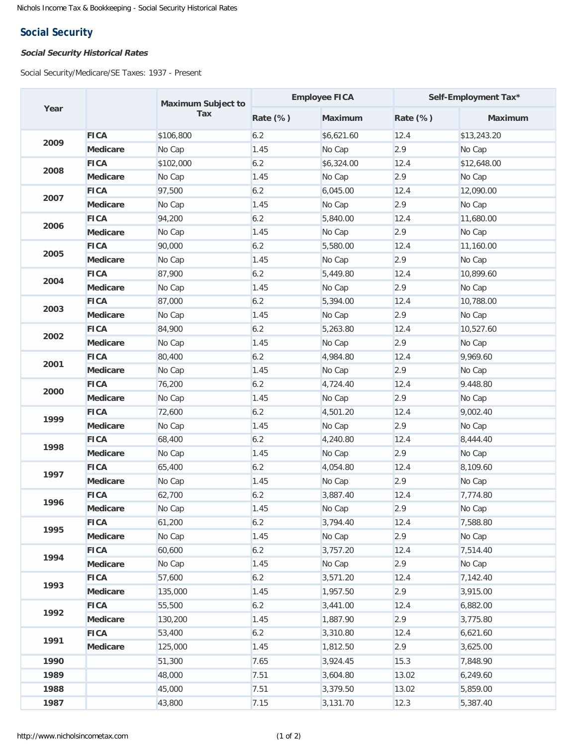## Social Security

### *Social Security Historical Rates*

Social Security/Medicare/SE Taxes: 1937 - Present

| Year | | Maximum Subject to Tax | Employee FICA | | Self-Employment Tax* | |
|---|---|---|---|---|---|---|
| | | | Rate (%) | Maximum | Rate (%) | Maximum |
| 2009 | **FICA** | $106,800 | 6.2 | $6,621.60 | 12.4 | $13,243.20 |
| | **Medicare** | No Cap | 1.45 | No Cap | 2.9 | No Cap |
| 2008 | **FICA** | $102,000 | 6.2 | $6,324.00 | 12.4 | $12,648.00 |
| | **Medicare** | No Cap | 1.45 | No Cap | 2.9 | No Cap |
| 2007 | **FICA** | 97,500 | 6.2 | 6,045.00 | 12.4 | 12,090.00 |
| | **Medicare** | No Cap | 1.45 | No Cap | 2.9 | No Cap |
| 2006 | **FICA** | 94,200 | 6.2 | 5,840.00 | 12.4 | 11,680.00 |
| | **Medicare** | No Cap | 1.45 | No Cap | 2.9 | No Cap |
| 2005 | **FICA** | 90,000 | 6.2 | 5,580.00 | 12.4 | 11,160.00 |
| | **Medicare** | No Cap | 1.45 | No Cap | 2.9 | No Cap |
| 2004 | **FICA** | 87,900 | 6.2 | 5,449.80 | 12.4 | 10,899.60 |
| | **Medicare** | No Cap | 1.45 | No Cap | 2.9 | No Cap |
| 2003 | **FICA** | 87,000 | 6.2 | 5,394.00 | 12.4 | 10,788.00 |
| | **Medicare** | No Cap | 1.45 | No Cap | 2.9 | No Cap |
| 2002 | **FICA** | 84,900 | 6.2 | 5,263.80 | 12.4 | 10,527.60 |
| | **Medicare** | No Cap | 1.45 | No Cap | 2.9 | No Cap |
| 2001 | **FICA** | 80,400 | 6.2 | 4,984.80 | 12.4 | 9,969.60 |
| | **Medicare** | No Cap | 1.45 | No Cap | 2.9 | No Cap |
| 2000 | **FICA** | 76,200 | 6.2 | 4,724.40 | 12.4 | 9.448.80 |
| | **Medicare** | No Cap | 1.45 | No Cap | 2.9 | No Cap |
| 1999 | **FICA** | 72,600 | 6.2 | 4,501.20 | 12.4 | 9,002.40 |
| | **Medicare** | No Cap | 1.45 | No Cap | 2.9 | No Cap |
| 1998 | **FICA** | 68,400 | 6.2 | 4,240.80 | 12.4 | 8,444.40 |
| | **Medicare** | No Cap | 1.45 | No Cap | 2.9 | No Cap |
| 1997 | **FICA** | 65,400 | 6.2 | 4,054.80 | 12.4 | 8,109.60 |
| | **Medicare** | No Cap | 1.45 | No Cap | 2.9 | No Cap |
| 1996 | **FICA** | 62,700 | 6.2 | 3,887.40 | 12.4 | 7,774.80 |
| | **Medicare** | No Cap | 1.45 | No Cap | 2.9 | No Cap |
| 1995 | **FICA** | 61,200 | 6.2 | 3,794.40 | 12.4 | 7,588.80 |
| | **Medicare** | No Cap | 1.45 | No Cap | 2.9 | No Cap |
| 1994 | **FICA** | 60,600 | 6.2 | 3,757.20 | 12.4 | 7,514.40 |
| | **Medicare** | No Cap | 1.45 | No Cap | 2.9 | No Cap |
| 1993 | **FICA** | 57,600 | 6.2 | 3,571.20 | 12.4 | 7,142.40 |
| | **Medicare** | 135,000 | 1.45 | 1,957.50 | 2.9 | 3,915.00 |
| 1992 | **FICA** | 55,500 | 6.2 | 3,441.00 | 12.4 | 6,882.00 |
| | **Medicare** | 130,200 | 1.45 | 1,887.90 | 2.9 | 3,775.80 |
| 1991 | **FICA** | 53,400 | 6.2 | 3,310.80 | 12.4 | 6,621.60 |
| | **Medicare** | 125,000 | 1.45 | 1,812.50 | 2.9 | 3,625.00 |
| 1990 | | 51,300 | 7.65 | 3,924.45 | 15.3 | 7,848.90 |
| 1989 | | 48,000 | 7.51 | 3,604.80 | 13.02 | 6,249.60 |
| 1988 | | 45,000 | 7.51 | 3,379.50 | 13.02 | 5,859.00 |
| 1987 | | 43,800 | 7.15 | 3,131.70 | 12.3 | 5,387.40 |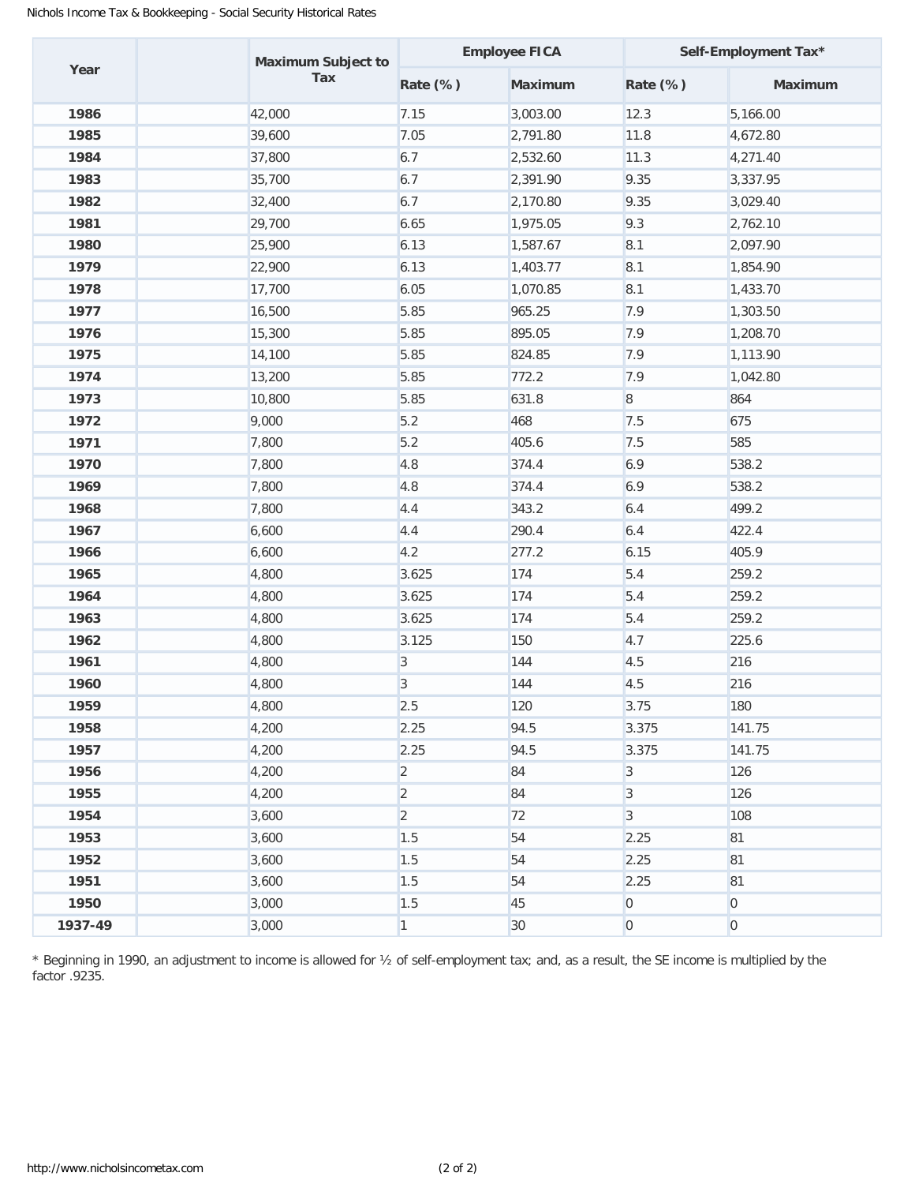| Year | | Maximum Subject to Tax | Employee FICA | | Self-Employment Tax* | |
|---|---|---|---|---|---|---|
| | | | Rate (%) | Maximum | Rate (%) | Maximum |
| **1986** | | 42,000 | 7.15 | 3,003.00 | 12.3 | 5,166.00 |
| **1985** | | 39,600 | 7.05 | 2,791.80 | 11.8 | 4,672.80 |
| **1984** | | 37,800 | 6.7 | 2,532.60 | 11.3 | 4,271.40 |
| **1983** | | 35,700 | 6.7 | 2,391.90 | 9.35 | 3,337.95 |
| **1982** | | 32,400 | 6.7 | 2,170.80 | 9.35 | 3,029.40 |
| **1981** | | 29,700 | 6.65 | 1,975.05 | 9.3 | 2,762.10 |
| **1980** | | 25,900 | 6.13 | 1,587.67 | 8.1 | 2,097.90 |
| **1979** | | 22,900 | 6.13 | 1,403.77 | 8.1 | 1,854.90 |
| **1978** | | 17,700 | 6.05 | 1,070.85 | 8.1 | 1,433.70 |
| **1977** | | 16,500 | 5.85 | 965.25 | 7.9 | 1,303.50 |
| **1976** | | 15,300 | 5.85 | 895.05 | 7.9 | 1,208.70 |
| **1975** | | 14,100 | 5.85 | 824.85 | 7.9 | 1,113.90 |
| **1974** | | 13,200 | 5.85 | 772.2 | 7.9 | 1,042.80 |
| **1973** | | 10,800 | 5.85 | 631.8 | 8 | 864 |
| **1972** | | 9,000 | 5.2 | 468 | 7.5 | 675 |
| **1971** | | 7,800 | 5.2 | 405.6 | 7.5 | 585 |
| **1970** | | 7,800 | 4.8 | 374.4 | 6.9 | 538.2 |
| **1969** | | 7,800 | 4.8 | 374.4 | 6.9 | 538.2 |
| **1968** | | 7,800 | 4.4 | 343.2 | 6.4 | 499.2 |
| **1967** | | 6,600 | 4.4 | 290.4 | 6.4 | 422.4 |
| **1966** | | 6,600 | 4.2 | 277.2 | 6.15 | 405.9 |
| **1965** | | 4,800 | 3.625 | 174 | 5.4 | 259.2 |
| **1964** | | 4,800 | 3.625 | 174 | 5.4 | 259.2 |
| **1963** | | 4,800 | 3.625 | 174 | 5.4 | 259.2 |
| **1962** | | 4,800 | 3.125 | 150 | 4.7 | 225.6 |
| **1961** | | 4,800 | 3 | 144 | 4.5 | 216 |
| **1960** | | 4,800 | 3 | 144 | 4.5 | 216 |
| **1959** | | 4,800 | 2.5 | 120 | 3.75 | 180 |
| **1958** | | 4,200 | 2.25 | 94.5 | 3.375 | 141.75 |
| **1957** | | 4,200 | 2.25 | 94.5 | 3.375 | 141.75 |
| **1956** | | 4,200 | 2 | 84 | 3 | 126 |
| **1955** | | 4,200 | 2 | 84 | 3 | 126 |
| **1954** | | 3,600 | 2 | 72 | 3 | 108 |
| **1953** | | 3,600 | 1.5 | 54 | 2.25 | 81 |
| **1952** | | 3,600 | 1.5 | 54 | 2.25 | 81 |
| **1951** | | 3,600 | 1.5 | 54 | 2.25 | 81 |
| **1950** | | 3,000 | 1.5 | 45 | 0 | 0 |
| **1937-49** | | 3,000 | 1 | 30 | 0 | 0 |

* Beginning in 1990, an adjustment to income is allowed for ½ of self-employment tax; and, as a result, the SE income is multiplied by the factor .9235.